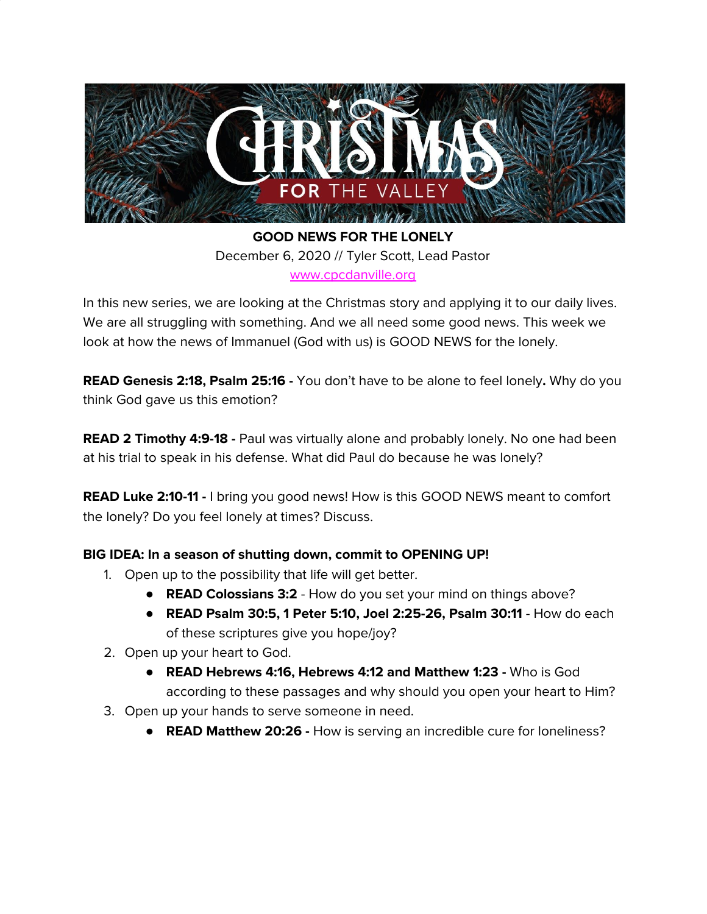# CHRISTMAS FOR THE VALLEY

**GOOD NEWS FOR THE LONELY**

December 6, 2020 // Tyler Scott, Lead Pastor

www.cpcdanville.org

In this new series, we are looking at the Christmas story and applying it to our daily lives. We are all struggling with something. And we all need some good news. This week we look at how the news of Immanuel (God with us) is GOOD NEWS for the lonely.

**READ Genesis 2:18, Psalm 25:16 -** You don't have to be alone to feel lonely**.** Why do you think God gave us this emotion?

**READ 2 Timothy 4:9-18 -** Paul was virtually alone and probably lonely. No one had been at his trial to speak in his defense. What did Paul do because he was lonely?

**READ Luke 2:10-11 -** I bring you good news! How is this GOOD NEWS meant to comfort the lonely? Do you feel lonely at times? Discuss.

**BIG IDEA: In a season of shutting down, commit to OPENING UP!**

1. Open up to the possibility that life will get better.
   - **READ Colossians 3:2** - How do you set your mind on things above?
   - **READ Psalm 30:5, 1 Peter 5:10, Joel 2:25-26, Psalm 30:11** - How do each of these scriptures give you hope/joy?
2. Open up your heart to God.
   - **READ Hebrews 4:16, Hebrews 4:12 and Matthew 1:23 -** Who is God according to these passages and why should you open your heart to Him?
3. Open up your hands to serve someone in need.
   - **READ Matthew 20:26 -** How is serving an incredible cure for loneliness?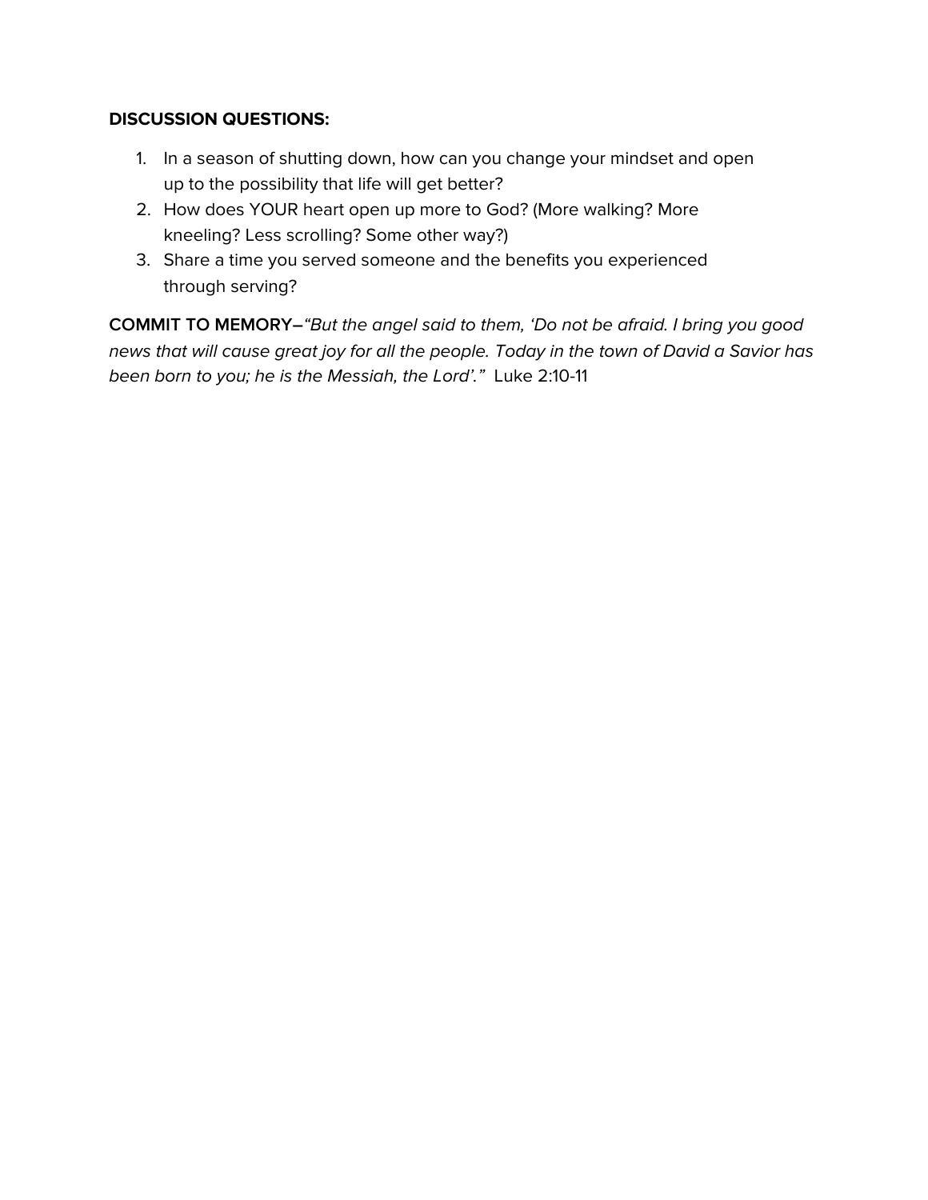**DISCUSSION QUESTIONS:**

1. In a season of shutting down, how can you change your mindset and open up to the possibility that life will get better?
2. How does YOUR heart open up more to God? (More walking? More kneeling? Less scrolling? Some other way?)
3. Share a time you served someone and the benefits you experienced through serving?

**COMMIT TO MEMORY–***"But the angel said to them, 'Do not be afraid. I bring you good news that will cause great joy for all the people. Today in the town of David a Savior has been born to you; he is the Messiah, the Lord'."* Luke 2:10-11